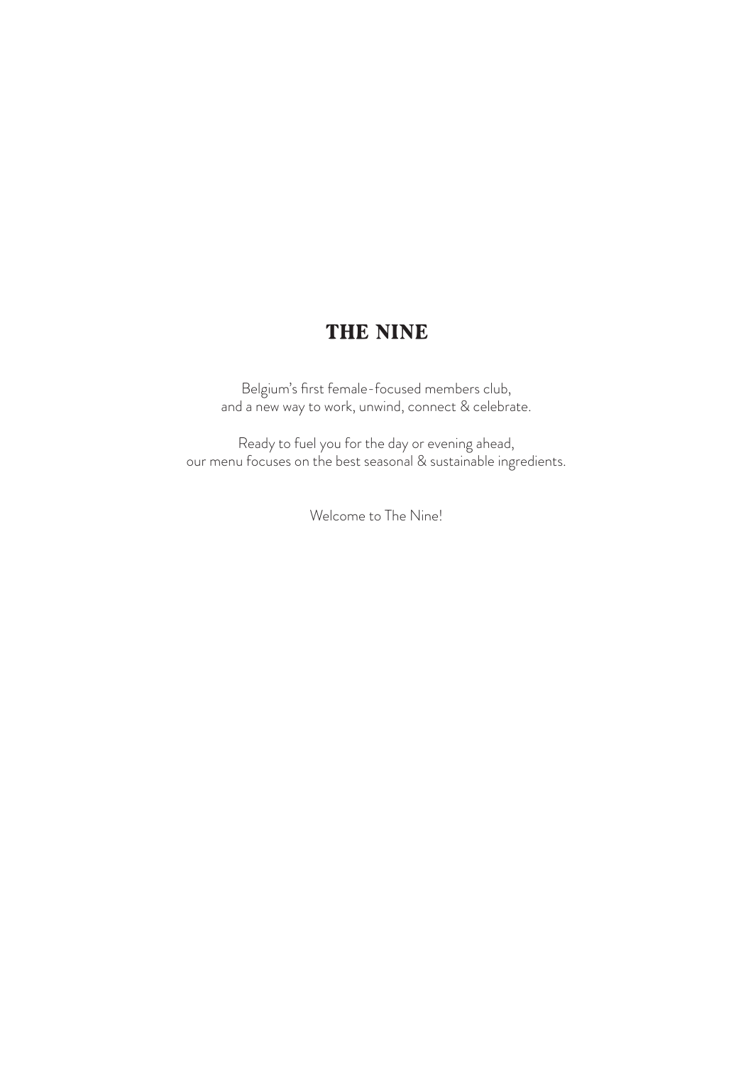# THE NINE

Belgium’s first female-focused members club,
and a new way to work, unwind, connect & celebrate.

Ready to fuel you for the day or evening ahead,
our menu focuses on the best seasonal & sustainable ingredients.

Welcome to The Nine!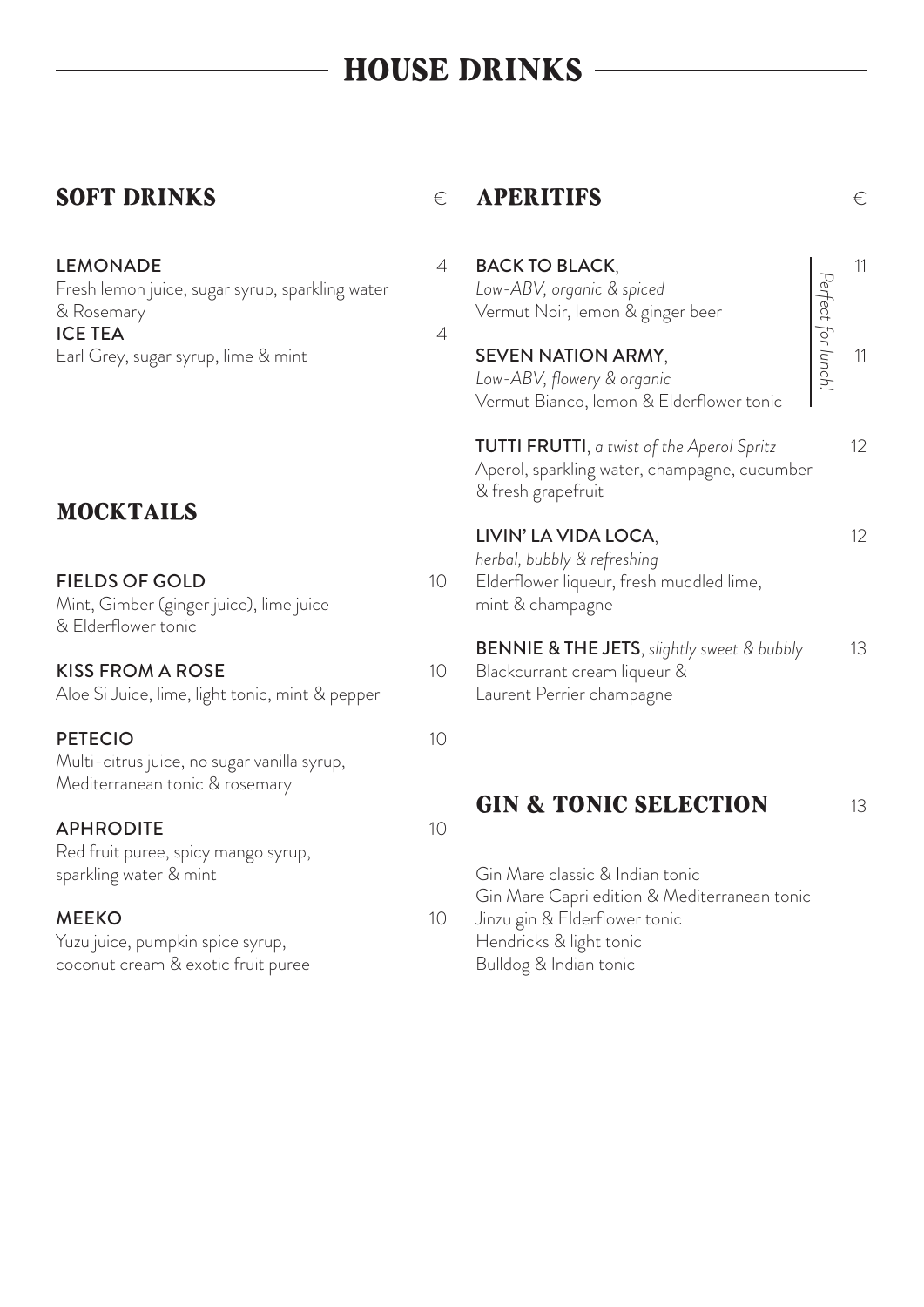# HOUSE DRINKS

## SOFT DRINKS — €

**LEMONADE** — 4
Fresh lemon juice, sugar syrup, sparkling water & Rosemary

**ICE TEA** — 4
Earl Grey, sugar syrup, lime & mint

## MOCKTAILS

**FIELDS OF GOLD** — 10
Mint, Gimber (ginger juice), lime juice & Elderflower tonic

**KISS FROM A ROSE** — 10
Aloe Si Juice, lime, light tonic, mint & pepper

**PETECIO** — 10
Multi-citrus juice, no sugar vanilla syrup, Mediterranean tonic & rosemary

**APHRODITE** — 10
Red fruit puree, spicy mango syrup, sparkling water & mint

**MEEKO** — 10
Yuzu juice, pumpkin spice syrup, coconut cream & exotic fruit puree

## APERITIFS — €

*Perfect for lunch!*

**BACK TO BLACK**, — 11
*Low-ABV, organic & spiced*
Vermut Noir, lemon & ginger beer

**SEVEN NATION ARMY**, — 11
*Low-ABV, flowery & organic*
Vermut Bianco, lemon & Elderflower tonic

**TUTTI FRUTTI**, *a twist of the Aperol Spritz* — 12
Aperol, sparkling water, champagne, cucumber & fresh grapefruit

**LIVIN' LA VIDA LOCA**, — 12
*herbal, bubbly & refreshing*
Elderflower liqueur, fresh muddled lime, mint & champagne

**BENNIE & THE JETS**, *slightly sweet & bubbly* — 13
Blackcurrant cream liqueur & Laurent Perrier champagne

## GIN & TONIC SELECTION — 13

Gin Mare classic & Indian tonic
Gin Mare Capri edition & Mediterranean tonic
Jinzu gin & Elderflower tonic
Hendricks & light tonic
Bulldog & Indian tonic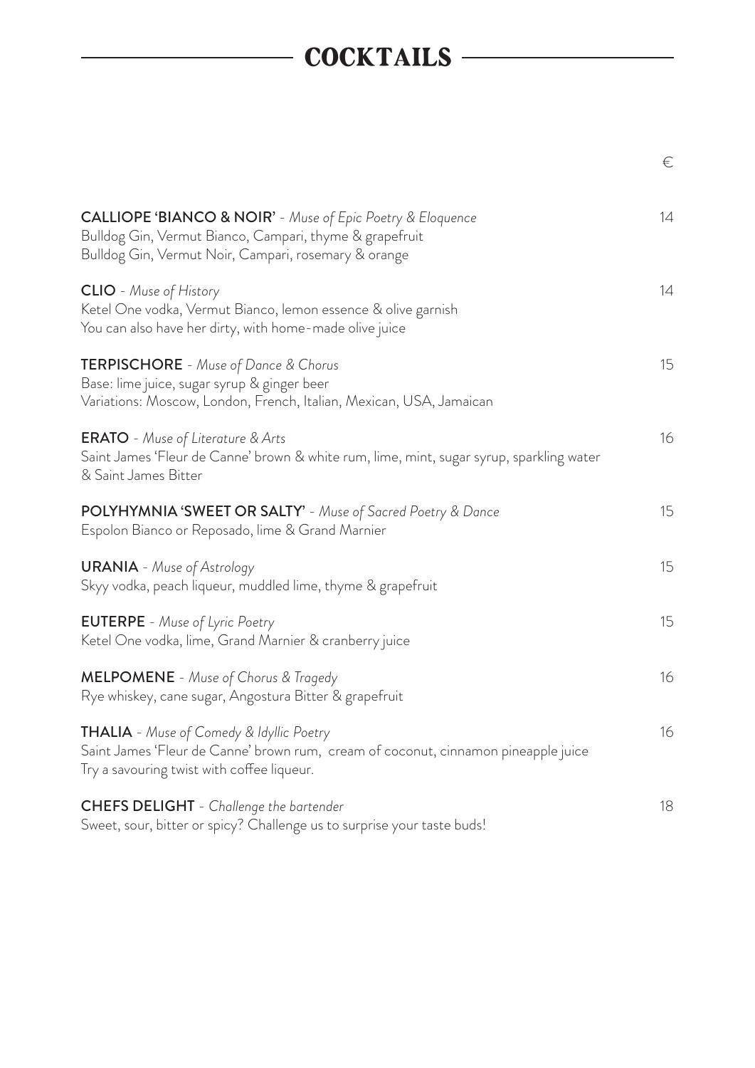# COCKTAILS

€

**CALLIOPE 'BIANCO & NOIR'** - *Muse of Epic Poetry & Eloquence* 14
Bulldog Gin, Vermut Bianco, Campari, thyme & grapefruit
Bulldog Gin, Vermut Noir, Campari, rosemary & orange

**CLIO** - *Muse of History* 14
Ketel One vodka, Vermut Bianco, lemon essence & olive garnish
You can also have her dirty, with home-made olive juice

**TERPISCHORE** - *Muse of Dance & Chorus* 15
Base: lime juice, sugar syrup & ginger beer
Variations: Moscow, London, French, Italian, Mexican, USA, Jamaican

**ERATO** - *Muse of Literature & Arts* 16
Saint James 'Fleur de Canne' brown & white rum, lime, mint, sugar syrup, sparkling water & Saint James Bitter

**POLYHYMNIA 'SWEET OR SALTY'** - *Muse of Sacred Poetry & Dance* 15
Espolon Bianco or Reposado, lime & Grand Marnier

**URANIA** - *Muse of Astrology* 15
Skyy vodka, peach liqueur, muddled lime, thyme & grapefruit

**EUTERPE** - *Muse of Lyric Poetry* 15
Ketel One vodka, lime, Grand Marnier & cranberry juice

**MELPOMENE** - *Muse of Chorus & Tragedy* 16
Rye whiskey, cane sugar, Angostura Bitter & grapefruit

**THALIA** - *Muse of Comedy & Idyllic Poetry* 16
Saint James 'Fleur de Canne' brown rum, cream of coconut, cinnamon pineapple juice
Try a savouring twist with coffee liqueur.

**CHEFS DELIGHT** - *Challenge the bartender* 18
Sweet, sour, bitter or spicy? Challenge us to surprise your taste buds!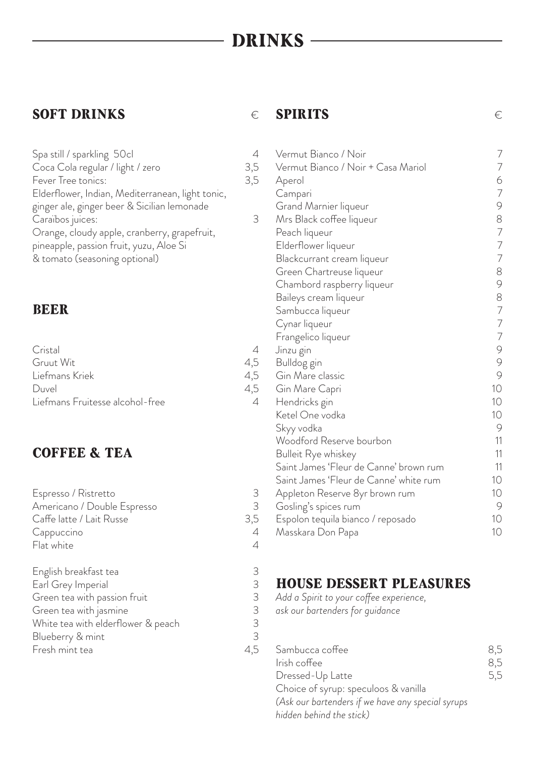# DRINKS

## SOFT DRINKS

| | € |
|---|---|
| Spa still / sparkling 50cl | 4 |
| Coca Cola regular / light / zero | 3,5 |
| Fever Tree tonics: Elderflower, Indian, Mediterranean, light tonic, ginger ale, ginger beer & Sicilian lemonade | 3,5 |
| Caraïbos juices: Orange, cloudy apple, cranberry, grapefruit, pineapple, passion fruit, yuzu, Aloe Si & tomato (seasoning optional) | 3 |

## BEER

| | |
|---|---|
| Cristal | 4 |
| Gruut Wit | 4,5 |
| Liefmans Kriek | 4,5 |
| Duvel | 4,5 |
| Liefmans Fruitesse alcohol-free | 4 |

## COFFEE & TEA

| | |
|---|---|
| Espresso / Ristretto | 3 |
| Americano / Double Espresso | 3 |
| Caffe latte / Lait Russe | 3,5 |
| Cappuccino | 4 |
| Flat white | 4 |
| English breakfast tea | 3 |
| Earl Grey Imperial | 3 |
| Green tea with passion fruit | 3 |
| Green tea with jasmine | 3 |
| White tea with elderflower & peach | 3 |
| Blueberry & mint | 3 |
| Fresh mint tea | 4,5 |

## SPIRITS

| | € |
|---|---|
| Vermut Bianco / Noir | 7 |
| Vermut Bianco / Noir + Casa Mariol | 7 |
| Aperol | 6 |
| Campari | 7 |
| Grand Marnier liqueur | 9 |
| Mrs Black coffee liqueur | 8 |
| Peach liqueur | 7 |
| Elderflower liqueur | 7 |
| Blackcurrant cream liqueur | 7 |
| Green Chartreuse liqueur | 8 |
| Chambord raspberry liqueur | 9 |
| Baileys cream liqueur | 8 |
| Sambucca liqueur | 7 |
| Cynar liqueur | 7 |
| Frangelico liqueur | 7 |
| Jinzu gin | 9 |
| Bulldog gin | 9 |
| Gin Mare classic | 9 |
| Gin Mare Capri | 10 |
| Hendricks gin | 10 |
| Ketel One vodka | 10 |
| Skyy vodka | 9 |
| Woodford Reserve bourbon | 11 |
| Bulleit Rye whiskey | 11 |
| Saint James 'Fleur de Canne' brown rum | 11 |
| Saint James 'Fleur de Canne' white rum | 10 |
| Appleton Reserve 8yr brown rum | 10 |
| Gosling's spices rum | 9 |
| Espolon tequila bianco / reposado | 10 |
| Masskara Don Papa | 10 |

## HOUSE DESSERT PLEASURES

*Add a Spirit to your coffee experience, ask our bartenders for guidance*

| | |
|---|---|
| Sambucca coffee | 8,5 |
| Irish coffee | 8,5 |
| Dressed-Up Latte | 5,5 |

Choice of syrup: speculoos & vanilla
*(Ask our bartenders if we have any special syrups hidden behind the stick)*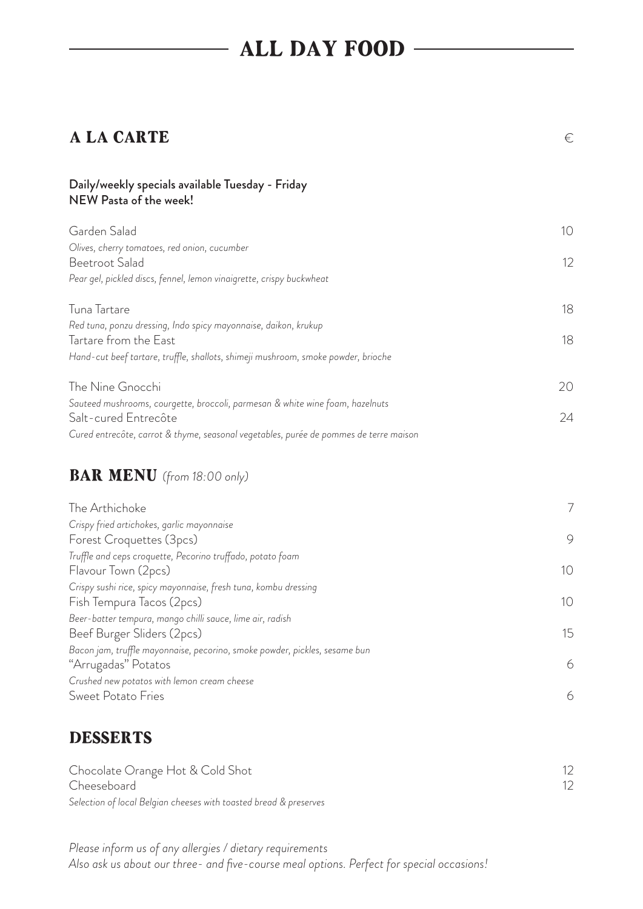# ALL DAY FOOD

## A LA CARTE €

**Daily/weekly specials available Tuesday - Friday**
**NEW Pasta of the week!**

Garden Salad 10
*Olives, cherry tomatoes, red onion, cucumber*

Beetroot Salad 12
*Pear gel, pickled discs, fennel, lemon vinaigrette, crispy buckwheat*

Tuna Tartare 18
*Red tuna, ponzu dressing, Indo spicy mayonnaise, daikon, krukup*

Tartare from the East 18
*Hand-cut beef tartare, truffle, shallots, shimeji mushroom, smoke powder, brioche*

The Nine Gnocchi 20
*Sauteed mushrooms, courgette, broccoli, parmesan & white wine foam, hazelnuts*

Salt-cured Entrecôte 24
*Cured entrecôte, carrot & thyme, seasonal vegetables, purée de pommes de terre maison*

## BAR MENU *(from 18:00 only)*

The Arthichoke 7
*Crispy fried artichokes, garlic mayonnaise*

Forest Croquettes (3pcs) 9
*Truffle and ceps croquette, Pecorino truffado, potato foam*

Flavour Town (2pcs) 10
*Crispy sushi rice, spicy mayonnaise, fresh tuna, kombu dressing*

Fish Tempura Tacos (2pcs) 10
*Beer-batter tempura, mango chilli sauce, lime air, radish*

Beef Burger Sliders (2pcs) 15
*Bacon jam, truffle mayonnaise, pecorino, smoke powder, pickles, sesame bun*

"Arrugadas" Potatos 6
*Crushed new potatos with lemon cream cheese*

Sweet Potato Fries 6

## DESSERTS

Chocolate Orange Hot & Cold Shot 12

Cheeseboard 12
*Selection of local Belgian cheeses with toasted bread & preserves*

*Please inform us of any allergies / dietary requirements*
*Also ask us about our three- and five-course meal options. Perfect for special occasions!*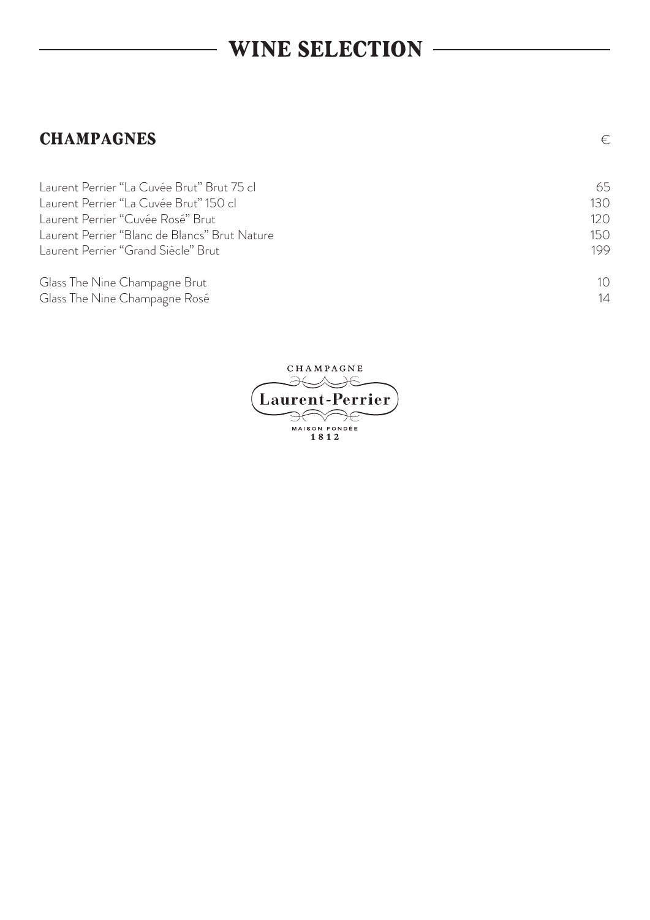# WINE SELECTION

## CHAMPAGNES

| | € |
|---|---|
| Laurent Perrier "La Cuvée Brut" Brut 75 cl | 65 |
| Laurent Perrier "La Cuvée Brut" 150 cl | 130 |
| Laurent Perrier "Cuvée Rosé" Brut | 120 |
| Laurent Perrier "Blanc de Blancs" Brut Nature | 150 |
| Laurent Perrier "Grand Siècle" Brut | 199 |
| Glass The Nine Champagne Brut | 10 |
| Glass The Nine Champagne Rosé | 14 |

CHAMPAGNE
Laurent-Perrier
MAISON FONDÉE
1812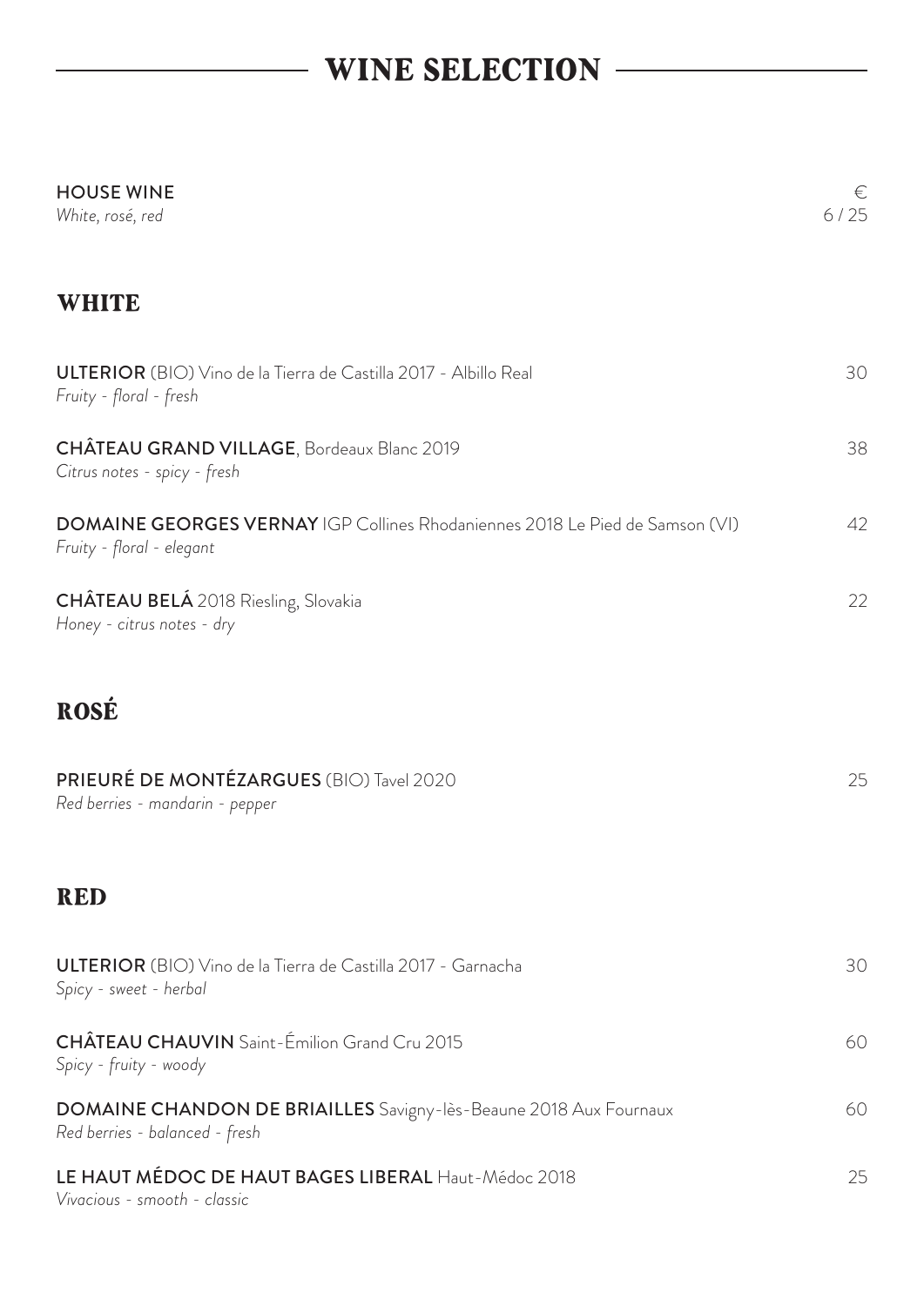# WINE SELECTION

**HOUSE WINE** — € 6 / 25
*White, rosé, red*

## WHITE

**ULTERIOR** (BIO) Vino de la Tierra de Castilla 2017 - Albillo Real — 30
*Fruity - floral - fresh*

**CHÂTEAU GRAND VILLAGE**, Bordeaux Blanc 2019 — 38
*Citrus notes - spicy - fresh*

**DOMAINE GEORGES VERNAY** IGP Collines Rhodaniennes 2018 Le Pied de Samson (VI) — 42
*Fruity - floral - elegant*

**CHÂTEAU BELÁ** 2018 Riesling, Slovakia — 22
*Honey - citrus notes - dry*

## ROSÉ

**PRIEURÉ DE MONTÉZARGUES** (BIO) Tavel 2020 — 25
*Red berries - mandarin - pepper*

## RED

**ULTERIOR** (BIO) Vino de la Tierra de Castilla 2017 - Garnacha — 30
*Spicy - sweet - herbal*

**CHÂTEAU CHAUVIN** Saint-Émilion Grand Cru 2015 — 60
*Spicy - fruity - woody*

**DOMAINE CHANDON DE BRIAILLES** Savigny-lès-Beaune 2018 Aux Fournaux — 60
*Red berries - balanced - fresh*

**LE HAUT MÉDOC DE HAUT BAGES LIBERAL** Haut-Médoc 2018 — 25
*Vivacious - smooth - classic*